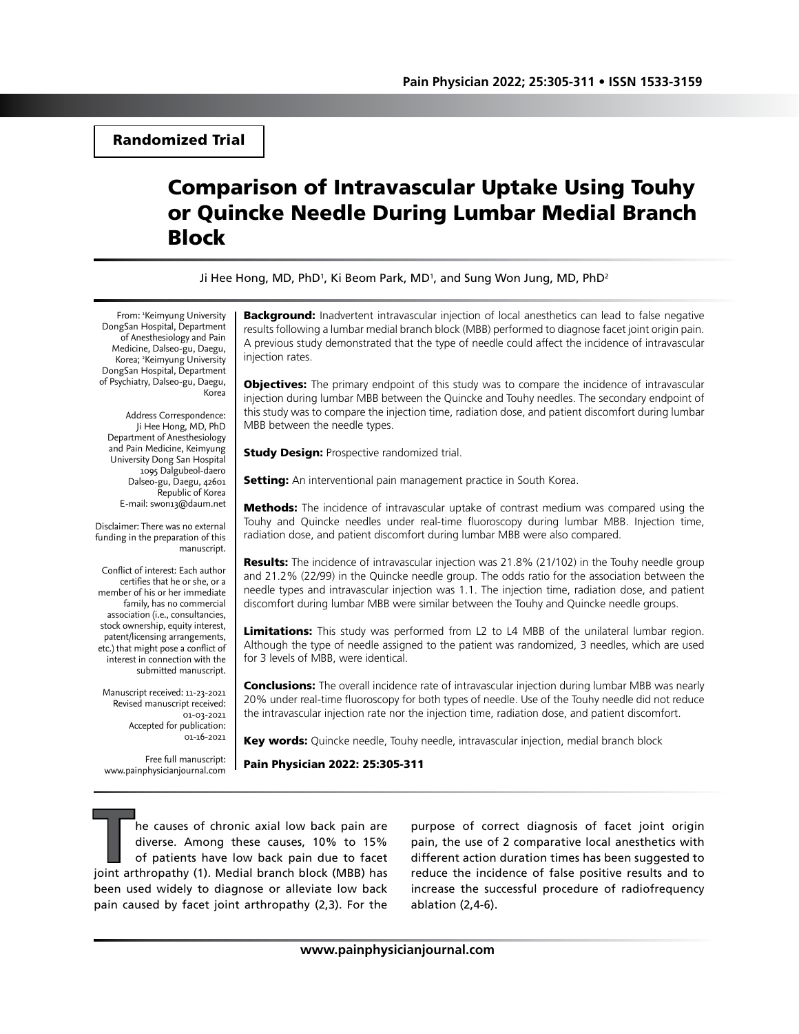Randomized Trial

# Comparison of Intravascular Uptake Using Touhy or Quincke Needle During Lumbar Medial Branch Block

Ji Hee Hong, MD, PhD[1], Ki Beom Park, MD[1], and Sung Won Jung, MD, PhD[2]

From: [1]Keimyung University DongSan Hospital, Department of Anesthesiology and Pain Medicine, Dalseo-gu, Daegu, Korea; [2]Keimyung University DongSan Hospital, Department of Psychiatry, Dalseo-gu, Daegu, Korea

Address Correspondence:
Ji Hee Hong, MD, PhD
Department of Anesthesiology and Pain Medicine, Keimyung University Dong San Hospital
1095 Dalgubeol-daero
Dalseo-gu, Daegu, 42601
Republic of Korea
E-mail: swon13@daum.net

Disclaimer: There was no external funding in the preparation of this manuscript.

Conflict of interest: Each author certifies that he or she, or a member of his or her immediate family, has no commercial association (i.e., consultancies, stock ownership, equity interest, patent/licensing arrangements, etc.) that might pose a conflict of interest in connection with the submitted manuscript.

Manuscript received: 11-23-2021
Revised manuscript received: 01-03-2021
Accepted for publication: 01-16-2021

Free full manuscript: www.painphysicianjournal.com

**Background:** Inadvertent intravascular injection of local anesthetics can lead to false negative results following a lumbar medial branch block (MBB) performed to diagnose facet joint origin pain. A previous study demonstrated that the type of needle could affect the incidence of intravascular injection rates.

**Objectives:** The primary endpoint of this study was to compare the incidence of intravascular injection during lumbar MBB between the Quincke and Touhy needles. The secondary endpoint of this study was to compare the injection time, radiation dose, and patient discomfort during lumbar MBB between the needle types.

**Study Design:** Prospective randomized trial.

**Setting:** An interventional pain management practice in South Korea.

**Methods:** The incidence of intravascular uptake of contrast medium was compared using the Touhy and Quincke needles under real-time fluoroscopy during lumbar MBB. Injection time, radiation dose, and patient discomfort during lumbar MBB were also compared.

**Results:** The incidence of intravascular injection was 21.8% (21/102) in the Touhy needle group and 21.2% (22/99) in the Quincke needle group. The odds ratio for the association between the needle types and intravascular injection was 1.1. The injection time, radiation dose, and patient discomfort during lumbar MBB were similar between the Touhy and Quincke needle groups.

**Limitations:** This study was performed from L2 to L4 MBB of the unilateral lumbar region. Although the type of needle assigned to the patient was randomized, 3 needles, which are used for 3 levels of MBB, were identical.

**Conclusions:** The overall incidence rate of intravascular injection during lumbar MBB was nearly 20% under real-time fluoroscopy for both types of needle. Use of the Touhy needle did not reduce the intravascular injection rate nor the injection time, radiation dose, and patient discomfort.

**Key words:** Quincke needle, Touhy needle, intravascular injection, medial branch block

**Pain Physician 2022: 25:305-311**

The causes of chronic axial low back pain are diverse. Among these causes, 10% to 15% of patients have low back pain due to facet joint arthropathy (1). Medial branch block (MBB) has been used widely to diagnose or alleviate low back pain caused by facet joint arthropathy (2,3). For the purpose of correct diagnosis of facet joint origin pain, the use of 2 comparative local anesthetics with different action duration times has been suggested to reduce the incidence of false positive results and to increase the successful procedure of radiofrequency ablation (2,4-6).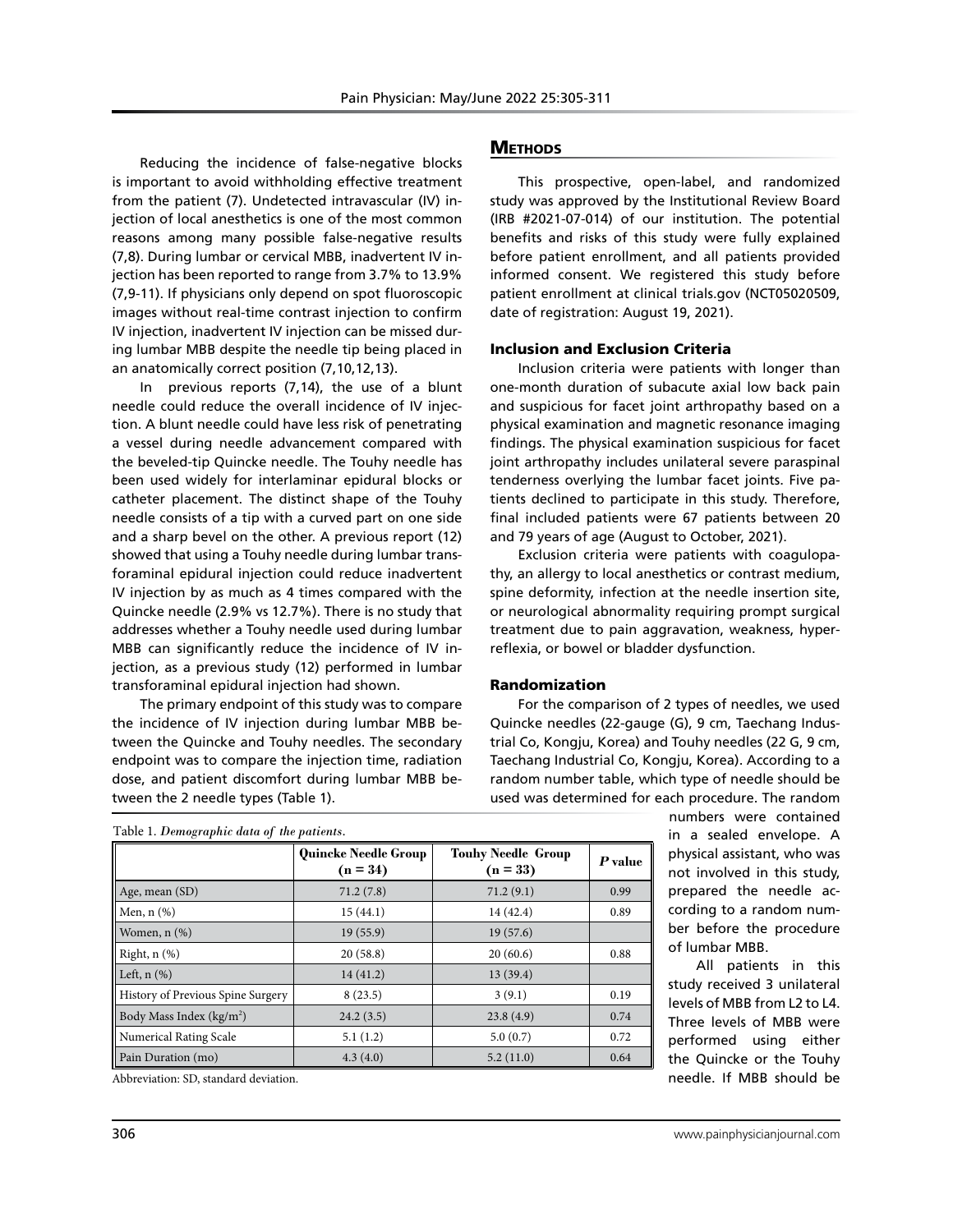Reducing the incidence of false-negative blocks is important to avoid withholding effective treatment from the patient (7). Undetected intravascular (IV) injection of local anesthetics is one of the most common reasons among many possible false-negative results (7,8). During lumbar or cervical MBB, inadvertent IV injection has been reported to range from 3.7% to 13.9% (7,9-11). If physicians only depend on spot fluoroscopic images without real-time contrast injection to confirm IV injection, inadvertent IV injection can be missed during lumbar MBB despite the needle tip being placed in an anatomically correct position (7,10,12,13).

In previous reports (7,14), the use of a blunt needle could reduce the overall incidence of IV injection. A blunt needle could have less risk of penetrating a vessel during needle advancement compared with the beveled-tip Quincke needle. The Touhy needle has been used widely for interlaminar epidural blocks or catheter placement. The distinct shape of the Touhy needle consists of a tip with a curved part on one side and a sharp bevel on the other. A previous report (12) showed that using a Touhy needle during lumbar transforaminal epidural injection could reduce inadvertent IV injection by as much as 4 times compared with the Quincke needle (2.9% vs 12.7%). There is no study that addresses whether a Touhy needle used during lumbar MBB can significantly reduce the incidence of IV injection, as a previous study (12) performed in lumbar transforaminal epidural injection had shown.

The primary endpoint of this study was to compare the incidence of IV injection during lumbar MBB between the Quincke and Touhy needles. The secondary endpoint was to compare the injection time, radiation dose, and patient discomfort during lumbar MBB between the 2 needle types (Table 1).

Table 1. *Demographic data of the patients.*

| | Quincke Needle Group (n = 34) | Touhy Needle Group (n = 33) | *P* value |
|---|---|---|---|
| Age, mean (SD) | 71.2 (7.8) | 71.2 (9.1) | 0.99 |
| Men, n (%) | 15 (44.1) | 14 (42.4) | 0.89 |
| Women, n (%) | 19 (55.9) | 19 (57.6) | |
| Right, n (%) | 20 (58.8) | 20 (60.6) | 0.88 |
| Left, n (%) | 14 (41.2) | 13 (39.4) | |
| History of Previous Spine Surgery | 8 (23.5) | 3 (9.1) | 0.19 |
| Body Mass Index (kg/m$^2$) | 24.2 (3.5) | 23.8 (4.9) | 0.74 |
| Numerical Rating Scale | 5.1 (1.2) | 5.0 (0.7) | 0.72 |
| Pain Duration (mo) | 4.3 (4.0) | 5.2 (11.0) | 0.64 |

Abbreviation: SD, standard deviation.

## Methods

This prospective, open-label, and randomized study was approved by the Institutional Review Board (IRB #2021-07-014) of our institution. The potential benefits and risks of this study were fully explained before patient enrollment, and all patients provided informed consent. We registered this study before patient enrollment at clinical trials.gov (NCT05020509, date of registration: August 19, 2021).

### Inclusion and Exclusion Criteria

Inclusion criteria were patients with longer than one-month duration of subacute axial low back pain and suspicious for facet joint arthropathy based on a physical examination and magnetic resonance imaging findings. The physical examination suspicious for facet joint arthropathy includes unilateral severe paraspinal tenderness overlying the lumbar facet joints. Five patients declined to participate in this study. Therefore, final included patients were 67 patients between 20 and 79 years of age (August to October, 2021).

Exclusion criteria were patients with coagulopathy, an allergy to local anesthetics or contrast medium, spine deformity, infection at the needle insertion site, or neurological abnormality requiring prompt surgical treatment due to pain aggravation, weakness, hyperreflexia, or bowel or bladder dysfunction.

### Randomization

For the comparison of 2 types of needles, we used Quincke needles (22-gauge (G), 9 cm, Taechang Industrial Co, Kongju, Korea) and Touhy needles (22 G, 9 cm, Taechang Industrial Co, Kongju, Korea). According to a random number table, which type of needle should be used was determined for each procedure. The random numbers were contained in a sealed envelope. A physical assistant, who was not involved in this study, prepared the needle according to a random number before the procedure of lumbar MBB.

All patients in this study received 3 unilateral levels of MBB from L2 to L4. Three levels of MBB were performed using either the Quincke or the Touhy needle. If MBB should be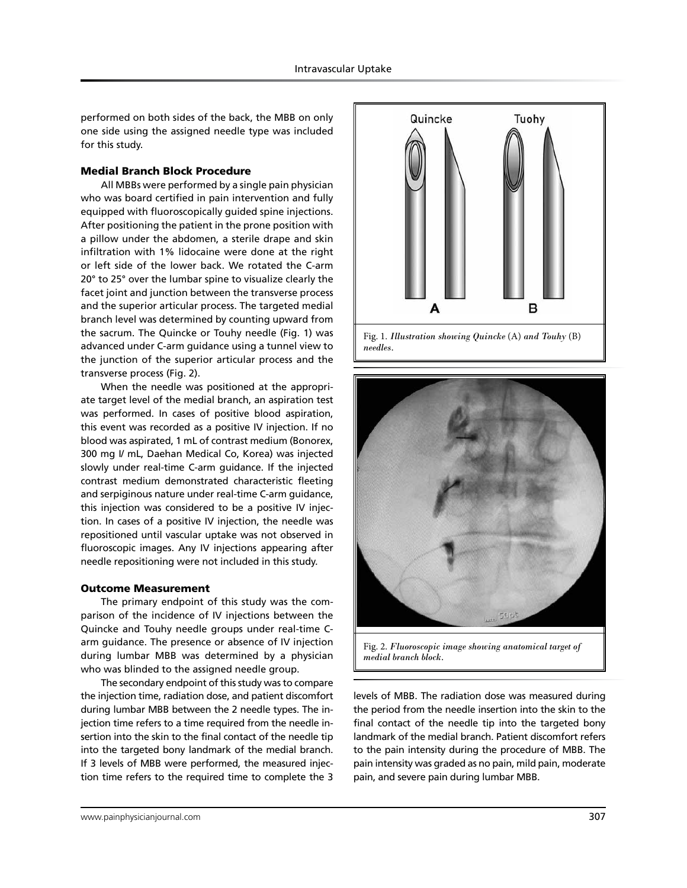performed on both sides of the back, the MBB on only one side using the assigned needle type was included for this study.

### Medial Branch Block Procedure

All MBBs were performed by a single pain physician who was board certified in pain intervention and fully equipped with fluoroscopically guided spine injections. After positioning the patient in the prone position with a pillow under the abdomen, a sterile drape and skin infiltration with 1% lidocaine were done at the right or left side of the lower back. We rotated the C-arm 20° to 25° over the lumbar spine to visualize clearly the facet joint and junction between the transverse process and the superior articular process. The targeted medial branch level was determined by counting upward from the sacrum. The Quincke or Touhy needle (Fig. 1) was advanced under C-arm guidance using a tunnel view to the junction of the superior articular process and the transverse process (Fig. 2).

When the needle was positioned at the appropriate target level of the medial branch, an aspiration test was performed. In cases of positive blood aspiration, this event was recorded as a positive IV injection. If no blood was aspirated, 1 mL of contrast medium (Bonorex, 300 mg I/ mL, Daehan Medical Co, Korea) was injected slowly under real-time C-arm guidance. If the injected contrast medium demonstrated characteristic fleeting and serpiginous nature under real-time C-arm guidance, this injection was considered to be a positive IV injection. In cases of a positive IV injection, the needle was repositioned until vascular uptake was not observed in fluoroscopic images. Any IV injections appearing after needle repositioning were not included in this study.

### Outcome Measurement

The primary endpoint of this study was the comparison of the incidence of IV injections between the Quincke and Touhy needle groups under real-time C-arm guidance. The presence or absence of IV injection during lumbar MBB was determined by a physician who was blinded to the assigned needle group.

The secondary endpoint of this study was to compare the injection time, radiation dose, and patient discomfort during lumbar MBB between the 2 needle types. The injection time refers to a time required from the needle insertion into the skin to the final contact of the needle tip into the targeted bony landmark of the medial branch. If 3 levels of MBB were performed, the measured injection time refers to the required time to complete the 3 levels of MBB. The radiation dose was measured during the period from the needle insertion into the skin to the final contact of the needle tip into the targeted bony landmark of the medial branch. Patient discomfort refers to the pain intensity during the procedure of MBB. The pain intensity was graded as no pain, mild pain, moderate pain, and severe pain during lumbar MBB.

Fig. 1. *Illustration showing Quincke (A) and Touhy (B) needles.*

Fig. 2. *Fluoroscopic image showing anatomical target of medial branch block.*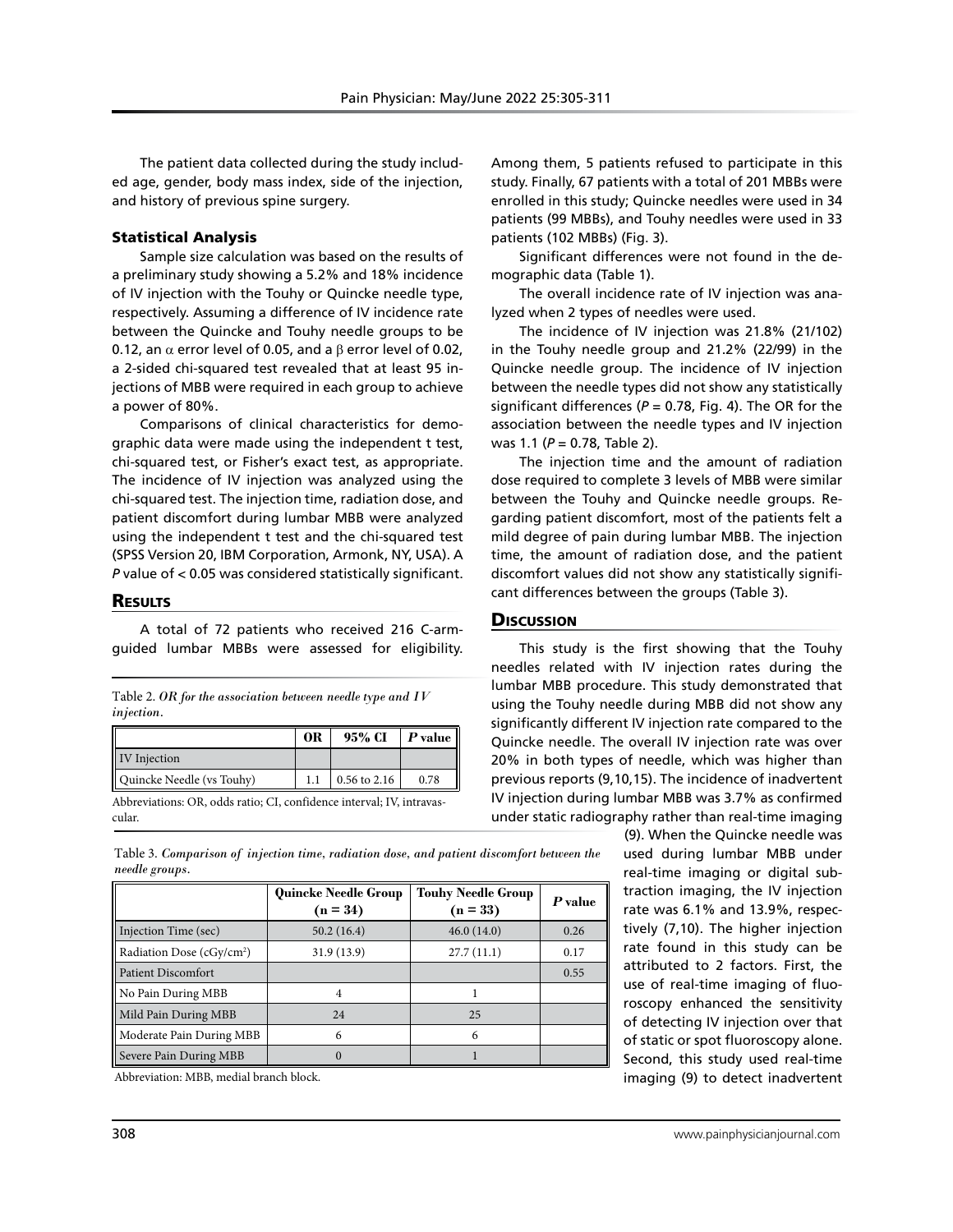The patient data collected during the study included age, gender, body mass index, side of the injection, and history of previous spine surgery.

### Statistical Analysis

Sample size calculation was based on the results of a preliminary study showing a 5.2% and 18% incidence of IV injection with the Touhy or Quincke needle type, respectively. Assuming a difference of IV incidence rate between the Quincke and Touhy needle groups to be 0.12, an $\alpha$ error level of 0.05, and a $\beta$ error level of 0.02, a 2-sided chi-squared test revealed that at least 95 injections of MBB were required in each group to achieve a power of 80%.

Comparisons of clinical characteristics for demographic data were made using the independent t test, chi-squared test, or Fisher's exact test, as appropriate. The incidence of IV injection was analyzed using the chi-squared test. The injection time, radiation dose, and patient discomfort during lumbar MBB were analyzed using the independent t test and the chi-squared test (SPSS Version 20, IBM Corporation, Armonk, NY, USA). A *P* value of < 0.05 was considered statistically significant.

## Results

A total of 72 patients who received 216 C-arm-guided lumbar MBBs were assessed for eligibility. Among them, 5 patients refused to participate in this study. Finally, 67 patients with a total of 201 MBBs were enrolled in this study; Quincke needles were used in 34 patients (99 MBBs), and Touhy needles were used in 33 patients (102 MBBs) (Fig. 3).

Significant differences were not found in the demographic data (Table 1).

The overall incidence rate of IV injection was analyzed when 2 types of needles were used.

The incidence of IV injection was 21.8% (21/102) in the Touhy needle group and 21.2% (22/99) in the Quincke needle group. The incidence of IV injection between the needle types did not show any statistically significant differences (*P* = 0.78, Fig. 4). The OR for the association between the needle types and IV injection was 1.1 (*P* = 0.78, Table 2).

Table 2. *OR for the association between needle type and IV injection.*

| | OR | 95% CI | *P* value |
|---|---|---|---|
| IV Injection | | | |
| Quincke Needle (vs Touhy) | 1.1 | 0.56 to 2.16 | 0.78 |

Abbreviations: OR, odds ratio; CI, confidence interval; IV, intravascular.

The injection time and the amount of radiation dose required to complete 3 levels of MBB were similar between the Touhy and Quincke needle groups. Regarding patient discomfort, most of the patients felt a mild degree of pain during lumbar MBB. The injection time, the amount of radiation dose, and the patient discomfort values did not show any statistically significant differences between the groups (Table 3).

Table 3. *Comparison of injection time, radiation dose, and patient discomfort between the needle groups.*

| | Quincke Needle Group (n = 34) | Touhy Needle Group (n = 33) | *P* value |
|---|---|---|---|
| Injection Time (sec) | 50.2 (16.4) | 46.0 (14.0) | 0.26 |
| Radiation Dose (cGy/cm$^2$) | 31.9 (13.9) | 27.7 (11.1) | 0.17 |
| Patient Discomfort | | | 0.55 |
| No Pain During MBB | 4 | 1 | |
| Mild Pain During MBB | 24 | 25 | |
| Moderate Pain During MBB | 6 | 6 | |
| Severe Pain During MBB | 0 | 1 | |

Abbreviation: MBB, medial branch block.

## Discussion

This study is the first showing that the Touhy needles related with IV injection rates during the lumbar MBB procedure. This study demonstrated that using the Touhy needle during MBB did not show any significantly different IV injection rate compared to the Quincke needle. The overall IV injection rate was over 20% in both types of needle, which was higher than previous reports (9,10,15). The incidence of inadvertent IV injection during lumbar MBB was 3.7% as confirmed under static radiography rather than real-time imaging (9). When the Quincke needle was used during lumbar MBB under real-time imaging or digital subtraction imaging, the IV injection rate was 6.1% and 13.9%, respectively (7,10). The higher injection rate found in this study can be attributed to 2 factors. First, the use of real-time imaging of fluoroscopy enhanced the sensitivity of detecting IV injection over that of static or spot fluoroscopy alone. Second, this study used real-time imaging (9) to detect inadvertent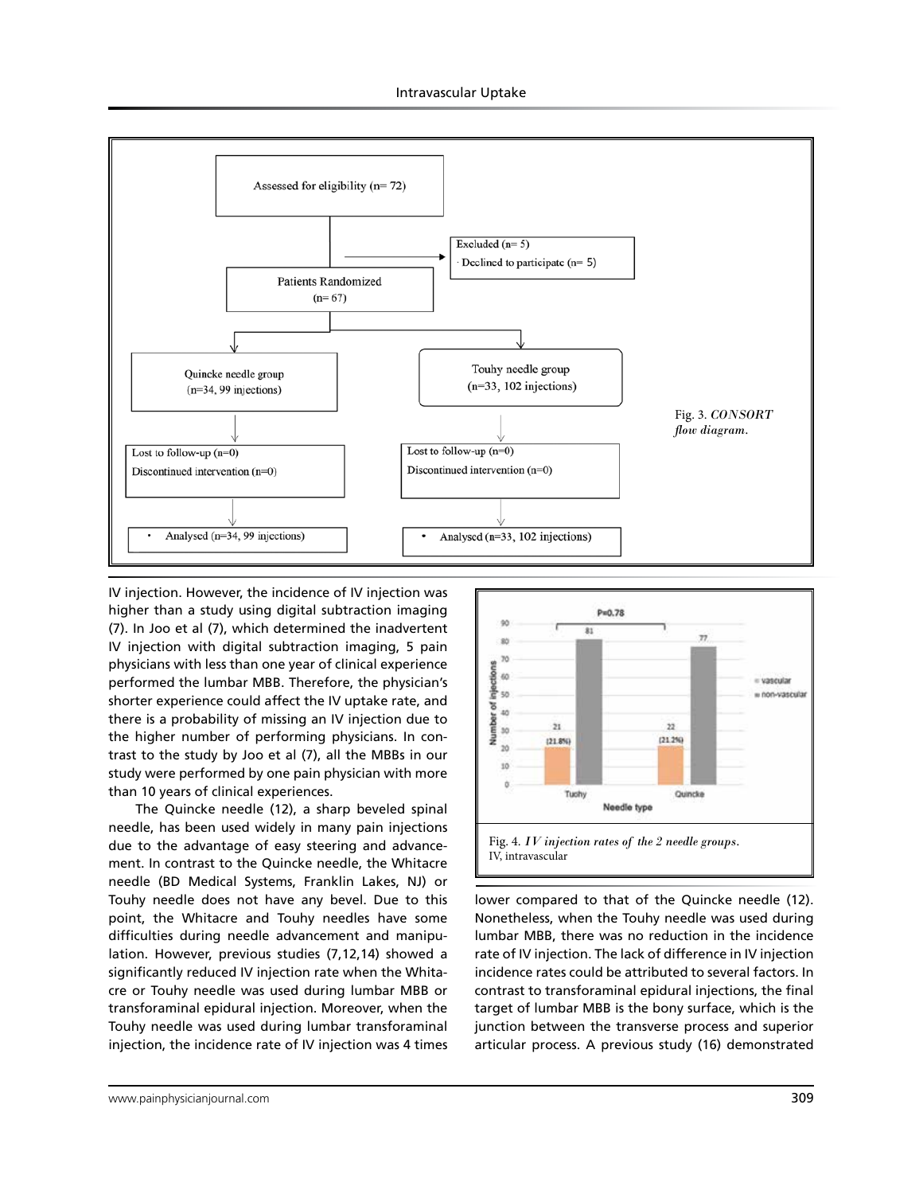Fig. 3. *CONSORT flow diagram.*

IV injection. However, the incidence of IV injection was higher than a study using digital subtraction imaging (7). In Joo et al (7), which determined the inadvertent IV injection with digital subtraction imaging, 5 pain physicians with less than one year of clinical experience performed the lumbar MBB. Therefore, the physician's shorter experience could affect the IV uptake rate, and there is a probability of missing an IV injection due to the higher number of performing physicians. In contrast to the study by Joo et al (7), all the MBBs in our study were performed by one pain physician with more than 10 years of clinical experiences.

The Quincke needle (12), a sharp beveled spinal needle, has been used widely in many pain injections due to the advantage of easy steering and advancement. In contrast to the Quincke needle, the Whitacre needle (BD Medical Systems, Franklin Lakes, NJ) or Touhy needle does not have any bevel. Due to this point, the Whitacre and Touhy needles have some difficulties during needle advancement and manipulation. However, previous studies (7,12,14) showed a significantly reduced IV injection rate when the Whitacre or Touhy needle was used during lumbar MBB or transforaminal epidural injection. Moreover, when the Touhy needle was used during lumbar transforaminal injection, the incidence rate of IV injection was 4 times lower compared to that of the Quincke needle (12). Nonetheless, when the Touhy needle was used during lumbar MBB, there was no reduction in the incidence rate of IV injection. The lack of difference in IV injection incidence rates could be attributed to several factors. In contrast to transforaminal epidural injections, the final target of lumbar MBB is the bony surface, which is the junction between the transverse process and superior articular process. A previous study (16) demonstrated

Fig. 4. *IV injection rates of the 2 needle groups.*
IV, intravascular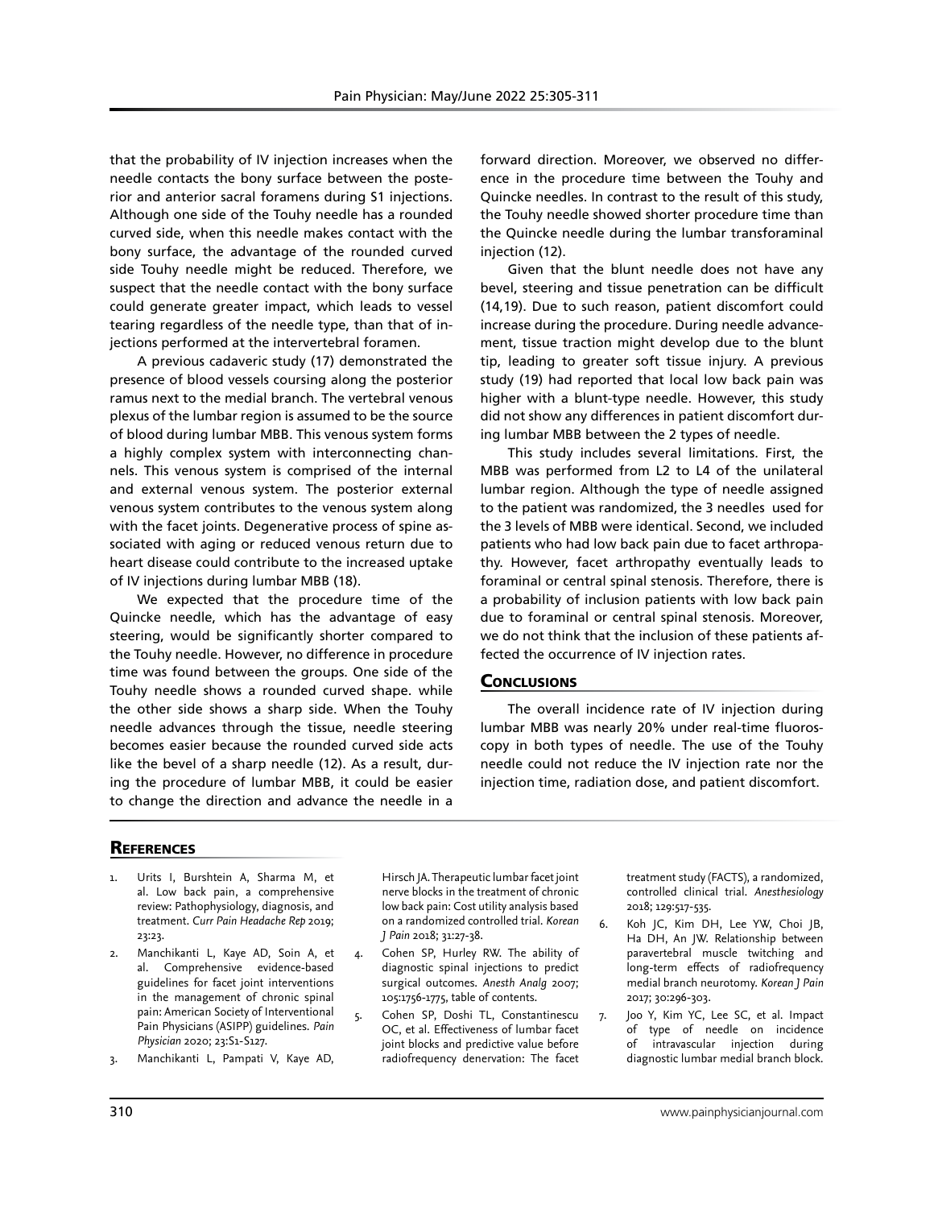that the probability of IV injection increases when the needle contacts the bony surface between the posterior and anterior sacral foramens during S1 injections. Although one side of the Touhy needle has a rounded curved side, when this needle makes contact with the bony surface, the advantage of the rounded curved side Touhy needle might be reduced. Therefore, we suspect that the needle contact with the bony surface could generate greater impact, which leads to vessel tearing regardless of the needle type, than that of injections performed at the intervertebral foramen.

A previous cadaveric study (17) demonstrated the presence of blood vessels coursing along the posterior ramus next to the medial branch. The vertebral venous plexus of the lumbar region is assumed to be the source of blood during lumbar MBB. This venous system forms a highly complex system with interconnecting channels. This venous system is comprised of the internal and external venous system. The posterior external venous system contributes to the venous system along with the facet joints. Degenerative process of spine associated with aging or reduced venous return due to heart disease could contribute to the increased uptake of IV injections during lumbar MBB (18).

We expected that the procedure time of the Quincke needle, which has the advantage of easy steering, would be significantly shorter compared to the Touhy needle. However, no difference in procedure time was found between the groups. One side of the Touhy needle shows a rounded curved shape. while the other side shows a sharp side. When the Touhy needle advances through the tissue, needle steering becomes easier because the rounded curved side acts like the bevel of a sharp needle (12). As a result, during the procedure of lumbar MBB, it could be easier to change the direction and advance the needle in a forward direction. Moreover, we observed no difference in the procedure time between the Touhy and Quincke needles. In contrast to the result of this study, the Touhy needle showed shorter procedure time than the Quincke needle during the lumbar transforaminal injection (12).

Given that the blunt needle does not have any bevel, steering and tissue penetration can be difficult (14,19). Due to such reason, patient discomfort could increase during the procedure. During needle advancement, tissue traction might develop due to the blunt tip, leading to greater soft tissue injury. A previous study (19) had reported that local low back pain was higher with a blunt-type needle. However, this study did not show any differences in patient discomfort during lumbar MBB between the 2 types of needle.

This study includes several limitations. First, the MBB was performed from L2 to L4 of the unilateral lumbar region. Although the type of needle assigned to the patient was randomized, the 3 needles used for the 3 levels of MBB were identical. Second, we included patients who had low back pain due to facet arthropathy. However, facet arthropathy eventually leads to foraminal or central spinal stenosis. Therefore, there is a probability of inclusion patients with low back pain due to foraminal or central spinal stenosis. Moreover, we do not think that the inclusion of these patients affected the occurrence of IV injection rates.

## Conclusions

The overall incidence rate of IV injection during lumbar MBB was nearly 20% under real-time fluoroscopy in both types of needle. The use of the Touhy needle could not reduce the IV injection rate nor the injection time, radiation dose, and patient discomfort.

## References

1. Urits I, Burshtein A, Sharma M, et al. Low back pain, a comprehensive review: Pathophysiology, diagnosis, and treatment. *Curr Pain Headache Rep* 2019; 23:23.
2. Manchikanti L, Kaye AD, Soin A, et al. Comprehensive evidence-based guidelines for facet joint interventions in the management of chronic spinal pain: American Society of Interventional Pain Physicians (ASIPP) guidelines. *Pain Physician* 2020; 23:S1-S127.
3. Manchikanti L, Pampati V, Kaye AD, Hirsch JA. Therapeutic lumbar facet joint nerve blocks in the treatment of chronic low back pain: Cost utility analysis based on a randomized controlled trial. *Korean J Pain* 2018; 31:27-38.
4. Cohen SP, Hurley RW. The ability of diagnostic spinal injections to predict surgical outcomes. *Anesth Analg* 2007; 105:1756-1775, table of contents.
5. Cohen SP, Doshi TL, Constantinescu OC, et al. Effectiveness of lumbar facet joint blocks and predictive value before radiofrequency denervation: The facet treatment study (FACTS), a randomized, controlled clinical trial. *Anesthesiology* 2018; 129:517-535.
6. Koh JC, Kim DH, Lee YW, Choi JB, Ha DH, An JW. Relationship between paravertebral muscle twitching and long-term effects of radiofrequency medial branch neurotomy. *Korean J Pain* 2017; 30:296-303.
7. Joo Y, Kim YC, Lee SC, et al. Impact of type of needle on incidence of intravascular injection during diagnostic lumbar medial branch block.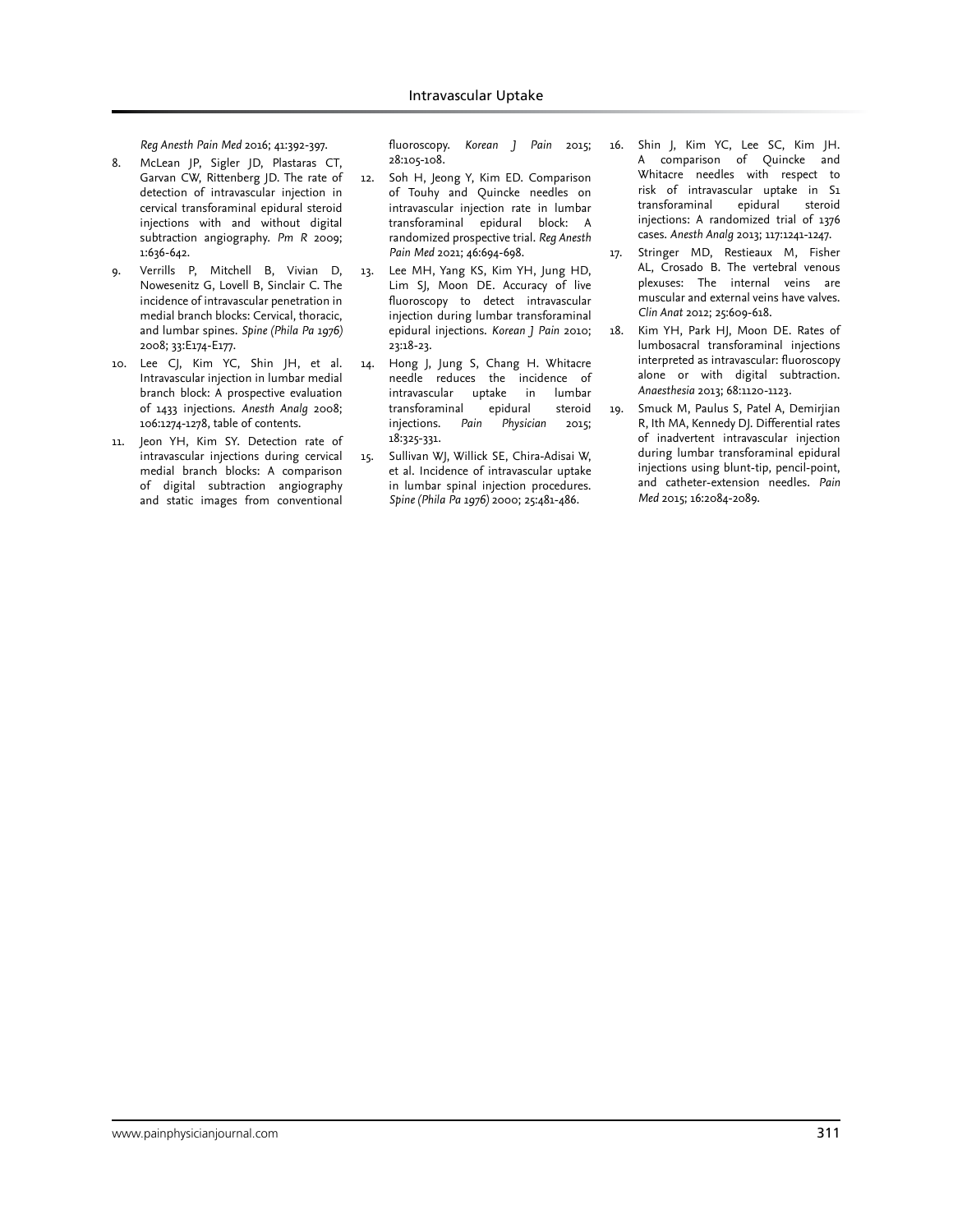*Reg Anesth Pain Med* 2016; 41:392-397.

8. McLean JP, Sigler JD, Plastaras CT, Garvan CW, Rittenberg JD. The rate of detection of intravascular injection in cervical transforaminal epidural steroid injections with and without digital subtraction angiography. *Pm R* 2009; 1:636-642.
9. Verrills P, Mitchell B, Vivian D, Nowesenitz G, Lovell B, Sinclair C. The incidence of intravascular penetration in medial branch blocks: Cervical, thoracic, and lumbar spines. *Spine (Phila Pa 1976)* 2008; 33:E174-E177.
10. Lee CJ, Kim YC, Shin JH, et al. Intravascular injection in lumbar medial branch block: A prospective evaluation of 1433 injections. *Anesth Analg* 2008; 106:1274-1278, table of contents.
11. Jeon YH, Kim SY. Detection rate of intravascular injections during cervical medial branch blocks: A comparison of digital subtraction angiography and static images from conventional fluoroscopy. *Korean J Pain* 2015; 28:105-108.
12. Soh H, Jeong Y, Kim ED. Comparison of Touhy and Quincke needles on intravascular injection rate in lumbar transforaminal epidural block: A randomized prospective trial. *Reg Anesth Pain Med* 2021; 46:694-698.
13. Lee MH, Yang KS, Kim YH, Jung HD, Lim SJ, Moon DE. Accuracy of live fluoroscopy to detect intravascular injection during lumbar transforaminal epidural injections. *Korean J Pain* 2010; 23:18-23.
14. Hong J, Jung S, Chang H. Whitacre needle reduces the incidence of intravascular uptake in lumbar transforaminal epidural steroid injections. *Pain Physician* 2015; 18:325-331.
15. Sullivan WJ, Willick SE, Chira-Adisai W, et al. Incidence of intravascular uptake in lumbar spinal injection procedures. *Spine (Phila Pa 1976)* 2000; 25:481-486.
16. Shin J, Kim YC, Lee SC, Kim JH. A comparison of Quincke and Whitacre needles with respect to risk of intravascular uptake in S1 transforaminal epidural steroid injections: A randomized trial of 1376 cases. *Anesth Analg* 2013; 117:1241-1247.
17. Stringer MD, Restieaux M, Fisher AL, Crosado B. The vertebral venous plexuses: The internal veins are muscular and external veins have valves. *Clin Anat* 2012; 25:609-618.
18. Kim YH, Park HJ, Moon DE. Rates of lumbosacral transforaminal injections interpreted as intravascular: fluoroscopy alone or with digital subtraction. *Anaesthesia* 2013; 68:1120-1123.
19. Smuck M, Paulus S, Patel A, Demirjian R, Ith MA, Kennedy DJ. Differential rates of inadvertent intravascular injection during lumbar transforaminal epidural injections using blunt-tip, pencil-point, and catheter-extension needles. *Pain Med* 2015; 16:2084-2089.